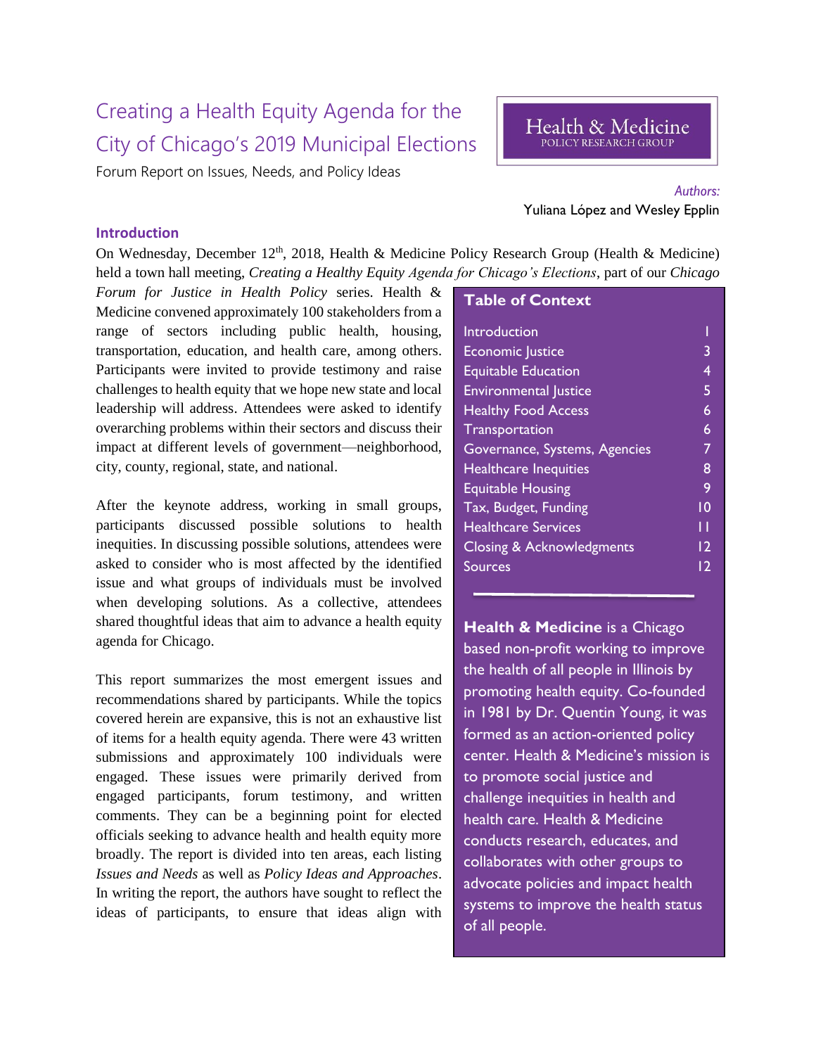# Creating a Health Equity Agenda for the City of Chicago's 2019 Municipal Elections

Forum Report on Issues, Needs, and Policy Ideas

Health & Medicine
POLICY RESEARCH GROUP

*Authors:*
Yuliana López and Wesley Epplin

## Introduction

On Wednesday, December 12th, 2018, Health & Medicine Policy Research Group (Health & Medicine) held a town hall meeting, *Creating a Healthy Equity Agenda for Chicago's Elections*, part of our *Chicago Forum for Justice in Health Policy* series. Health & Medicine convened approximately 100 stakeholders from a range of sectors including public health, housing, transportation, education, and health care, among others. Participants were invited to provide testimony and raise challenges to health equity that we hope new state and local leadership will address. Attendees were asked to identify overarching problems within their sectors and discuss their impact at different levels of government—neighborhood, city, county, regional, state, and national.

After the keynote address, working in small groups, participants discussed possible solutions to health inequities. In discussing possible solutions, attendees were asked to consider who is most affected by the identified issue and what groups of individuals must be involved when developing solutions. As a collective, attendees shared thoughtful ideas that aim to advance a health equity agenda for Chicago.

This report summarizes the most emergent issues and recommendations shared by participants. While the topics covered herein are expansive, this is not an exhaustive list of items for a health equity agenda. There were 43 written submissions and approximately 100 individuals were engaged. These issues were primarily derived from engaged participants, forum testimony, and written comments. They can be a beginning point for elected officials seeking to advance health and health equity more broadly. The report is divided into ten areas, each listing *Issues and Needs* as well as *Policy Ideas and Approaches*. In writing the report, the authors have sought to reflect the ideas of participants, to ensure that ideas align with

### Table of Context

| Section | Page |
| --- | --- |
| Introduction | 1 |
| Economic Justice | 3 |
| Equitable Education | 4 |
| Environmental Justice | 5 |
| Healthy Food Access | 6 |
| Transportation | 6 |
| Governance, Systems, Agencies | 7 |
| Healthcare Inequities | 8 |
| Equitable Housing | 9 |
| Tax, Budget, Funding | 10 |
| Healthcare Services | 11 |
| Closing & Acknowledgments | 12 |
| Sources | 12 |

**Health & Medicine** is a Chicago based non-profit working to improve the health of all people in Illinois by promoting health equity. Co-founded in 1981 by Dr. Quentin Young, it was formed as an action-oriented policy center. Health & Medicine's mission is to promote social justice and challenge inequities in health and health care. Health & Medicine conducts research, educates, and collaborates with other groups to advocate policies and impact health systems to improve the health status of all people.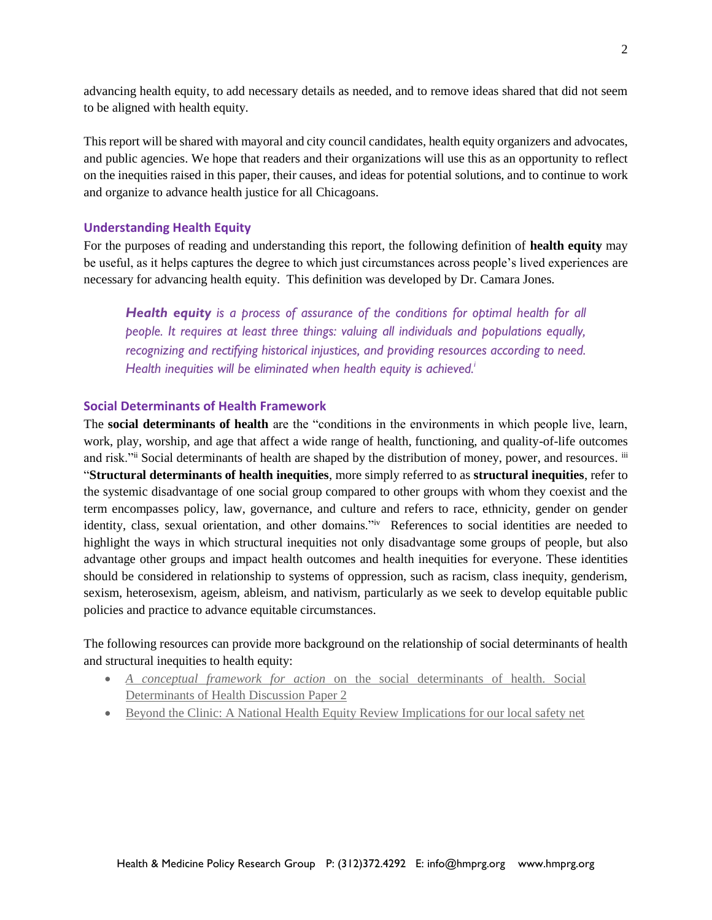advancing health equity, to add necessary details as needed, and to remove ideas shared that did not seem to be aligned with health equity.

This report will be shared with mayoral and city council candidates, health equity organizers and advocates, and public agencies. We hope that readers and their organizations will use this as an opportunity to reflect on the inequities raised in this paper, their causes, and ideas for potential solutions, and to continue to work and organize to advance health justice for all Chicagoans.

## Understanding Health Equity

For the purposes of reading and understanding this report, the following definition of **health equity** may be useful, as it helps captures the degree to which just circumstances across people's lived experiences are necessary for advancing health equity. This definition was developed by Dr. Camara Jones.

> ***Health equity*** *is a process of assurance of the conditions for optimal health for all people. It requires at least three things: valuing all individuals and populations equally, recognizing and rectifying historical injustices, and providing resources according to need. Health inequities will be eliminated when health equity is achieved.*[i]

## Social Determinants of Health Framework

The **social determinants of health** are the "conditions in the environments in which people live, learn, work, play, worship, and age that affect a wide range of health, functioning, and quality-of-life outcomes and risk."[ii] Social determinants of health are shaped by the distribution of money, power, and resources. [iii] "**Structural determinants of health inequities**, more simply referred to as **structural inequities**, refer to the systemic disadvantage of one social group compared to other groups with whom they coexist and the term encompasses policy, law, governance, and culture and refers to race, ethnicity, gender on gender identity, class, sexual orientation, and other domains."[iv] References to social identities are needed to highlight the ways in which structural inequities not only disadvantage some groups of people, but also advantage other groups and impact health outcomes and health inequities for everyone. These identities should be considered in relationship to systems of oppression, such as racism, class inequity, genderism, sexism, heterosexism, ageism, ableism, and nativism, particularly as we seek to develop equitable public policies and practice to advance equitable circumstances.

The following resources can provide more background on the relationship of social determinants of health and structural inequities to health equity:

- *A conceptual framework for action* on the social determinants of health. Social Determinants of Health Discussion Paper 2
- Beyond the Clinic: A National Health Equity Review Implications for our local safety net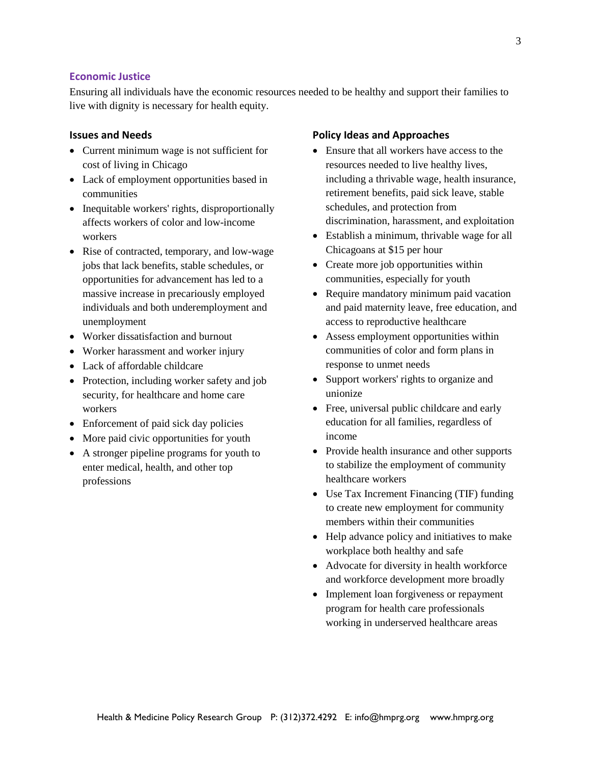## Economic Justice

Ensuring all individuals have the economic resources needed to be healthy and support their families to live with dignity is necessary for health equity.

### Issues and Needs

- Current minimum wage is not sufficient for cost of living in Chicago
- Lack of employment opportunities based in communities
- Inequitable workers' rights, disproportionally affects workers of color and low-income workers
- Rise of contracted, temporary, and low-wage jobs that lack benefits, stable schedules, or opportunities for advancement has led to a massive increase in precariously employed individuals and both underemployment and unemployment
- Worker dissatisfaction and burnout
- Worker harassment and worker injury
- Lack of affordable childcare
- Protection, including worker safety and job security, for healthcare and home care workers
- Enforcement of paid sick day policies
- More paid civic opportunities for youth
- A stronger pipeline programs for youth to enter medical, health, and other top professions

### Policy Ideas and Approaches

- Ensure that all workers have access to the resources needed to live healthy lives, including a thrivable wage, health insurance, retirement benefits, paid sick leave, stable schedules, and protection from discrimination, harassment, and exploitation
- Establish a minimum, thrivable wage for all Chicagoans at $15 per hour
- Create more job opportunities within communities, especially for youth
- Require mandatory minimum paid vacation and paid maternity leave, free education, and access to reproductive healthcare
- Assess employment opportunities within communities of color and form plans in response to unmet needs
- Support workers' rights to organize and unionize
- Free, universal public childcare and early education for all families, regardless of income
- Provide health insurance and other supports to stabilize the employment of community healthcare workers
- Use Tax Increment Financing (TIF) funding to create new employment for community members within their communities
- Help advance policy and initiatives to make workplace both healthy and safe
- Advocate for diversity in health workforce and workforce development more broadly
- Implement loan forgiveness or repayment program for health care professionals working in underserved healthcare areas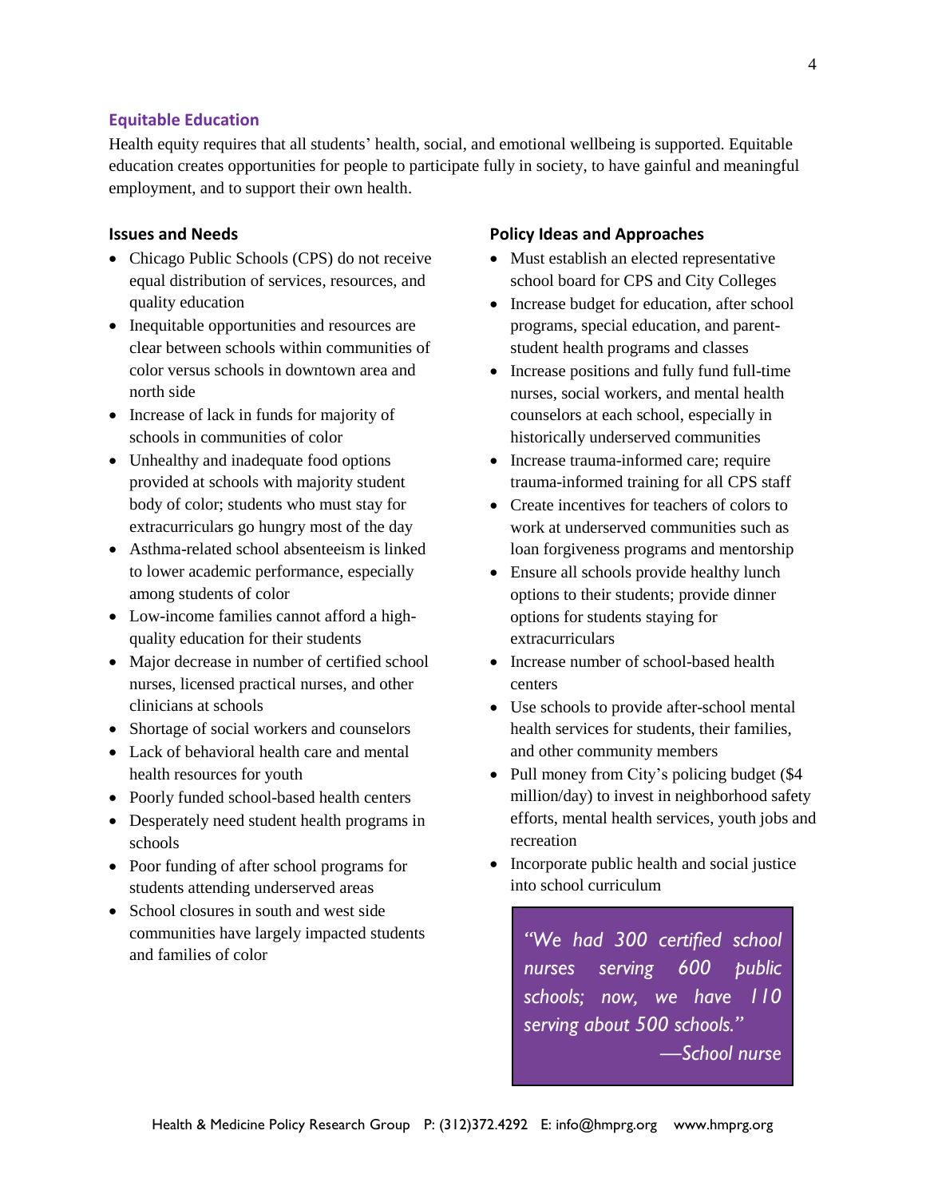## Equitable Education

Health equity requires that all students' health, social, and emotional wellbeing is supported. Equitable education creates opportunities for people to participate fully in society, to have gainful and meaningful employment, and to support their own health.

### Issues and Needs

- Chicago Public Schools (CPS) do not receive equal distribution of services, resources, and quality education
- Inequitable opportunities and resources are clear between schools within communities of color versus schools in downtown area and north side
- Increase of lack in funds for majority of schools in communities of color
- Unhealthy and inadequate food options provided at schools with majority student body of color; students who must stay for extracurriculars go hungry most of the day
- Asthma-related school absenteeism is linked to lower academic performance, especially among students of color
- Low-income families cannot afford a high-quality education for their students
- Major decrease in number of certified school nurses, licensed practical nurses, and other clinicians at schools
- Shortage of social workers and counselors
- Lack of behavioral health care and mental health resources for youth
- Poorly funded school-based health centers
- Desperately need student health programs in schools
- Poor funding of after school programs for students attending underserved areas
- School closures in south and west side communities have largely impacted students and families of color

### Policy Ideas and Approaches

- Must establish an elected representative school board for CPS and City Colleges
- Increase budget for education, after school programs, special education, and parent-student health programs and classes
- Increase positions and fully fund full-time nurses, social workers, and mental health counselors at each school, especially in historically underserved communities
- Increase trauma-informed care; require trauma-informed training for all CPS staff
- Create incentives for teachers of colors to work at underserved communities such as loan forgiveness programs and mentorship
- Ensure all schools provide healthy lunch options to their students; provide dinner options for students staying for extracurriculars
- Increase number of school-based health centers
- Use schools to provide after-school mental health services for students, their families, and other community members
- Pull money from City's policing budget ($4 million/day) to invest in neighborhood safety efforts, mental health services, youth jobs and recreation
- Incorporate public health and social justice into school curriculum

> *"We had 300 certified school nurses serving 600 public schools; now, we have 110 serving about 500 schools."*
>
> *—School nurse*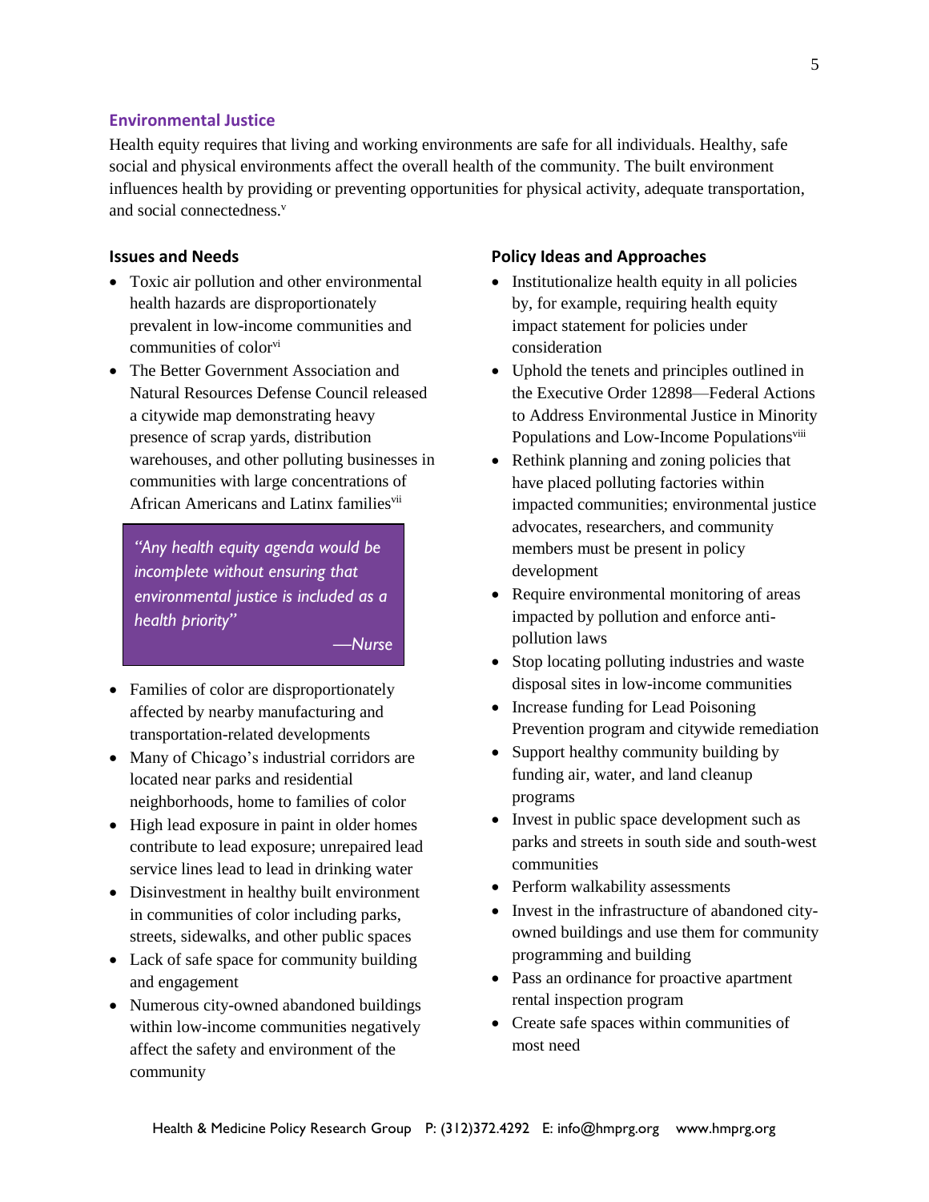## Environmental Justice

Health equity requires that living and working environments are safe for all individuals. Healthy, safe social and physical environments affect the overall health of the community. The built environment influences health by providing or preventing opportunities for physical activity, adequate transportation, and social connectedness.[v]

### Issues and Needs

- Toxic air pollution and other environmental health hazards are disproportionately prevalent in low-income communities and communities of color[vi]
- The Better Government Association and Natural Resources Defense Council released a citywide map demonstrating heavy presence of scrap yards, distribution warehouses, and other polluting businesses in communities with large concentrations of African Americans and Latinx families[vii]

> *"Any health equity agenda would be incomplete without ensuring that environmental justice is included as a health priority"*
>
> *—Nurse*

- Families of color are disproportionately affected by nearby manufacturing and transportation-related developments
- Many of Chicago's industrial corridors are located near parks and residential neighborhoods, home to families of color
- High lead exposure in paint in older homes contribute to lead exposure; unrepaired lead service lines lead to lead in drinking water
- Disinvestment in healthy built environment in communities of color including parks, streets, sidewalks, and other public spaces
- Lack of safe space for community building and engagement
- Numerous city-owned abandoned buildings within low-income communities negatively affect the safety and environment of the community

### Policy Ideas and Approaches

- Institutionalize health equity in all policies by, for example, requiring health equity impact statement for policies under consideration
- Uphold the tenets and principles outlined in the Executive Order 12898—Federal Actions to Address Environmental Justice in Minority Populations and Low-Income Populations[viii]
- Rethink planning and zoning policies that have placed polluting factories within impacted communities; environmental justice advocates, researchers, and community members must be present in policy development
- Require environmental monitoring of areas impacted by pollution and enforce anti-pollution laws
- Stop locating polluting industries and waste disposal sites in low-income communities
- Increase funding for Lead Poisoning Prevention program and citywide remediation
- Support healthy community building by funding air, water, and land cleanup programs
- Invest in public space development such as parks and streets in south side and south-west communities
- Perform walkability assessments
- Invest in the infrastructure of abandoned city-owned buildings and use them for community programming and building
- Pass an ordinance for proactive apartment rental inspection program
- Create safe spaces within communities of most need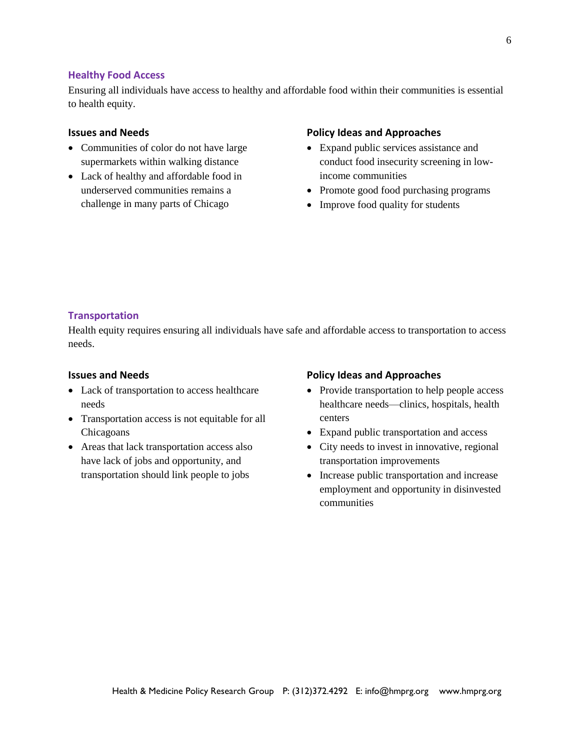## Healthy Food Access

Ensuring all individuals have access to healthy and affordable food within their communities is essential to health equity.

### Issues and Needs

- Communities of color do not have large supermarkets within walking distance
- Lack of healthy and affordable food in underserved communities remains a challenge in many parts of Chicago

### Policy Ideas and Approaches

- Expand public services assistance and conduct food insecurity screening in low-income communities
- Promote good food purchasing programs
- Improve food quality for students

## Transportation

Health equity requires ensuring all individuals have safe and affordable access to transportation to access needs.

### Issues and Needs

- Lack of transportation to access healthcare needs
- Transportation access is not equitable for all Chicagoans
- Areas that lack transportation access also have lack of jobs and opportunity, and transportation should link people to jobs

### Policy Ideas and Approaches

- Provide transportation to help people access healthcare needs—clinics, hospitals, health centers
- Expand public transportation and access
- City needs to invest in innovative, regional transportation improvements
- Increase public transportation and increase employment and opportunity in disinvested communities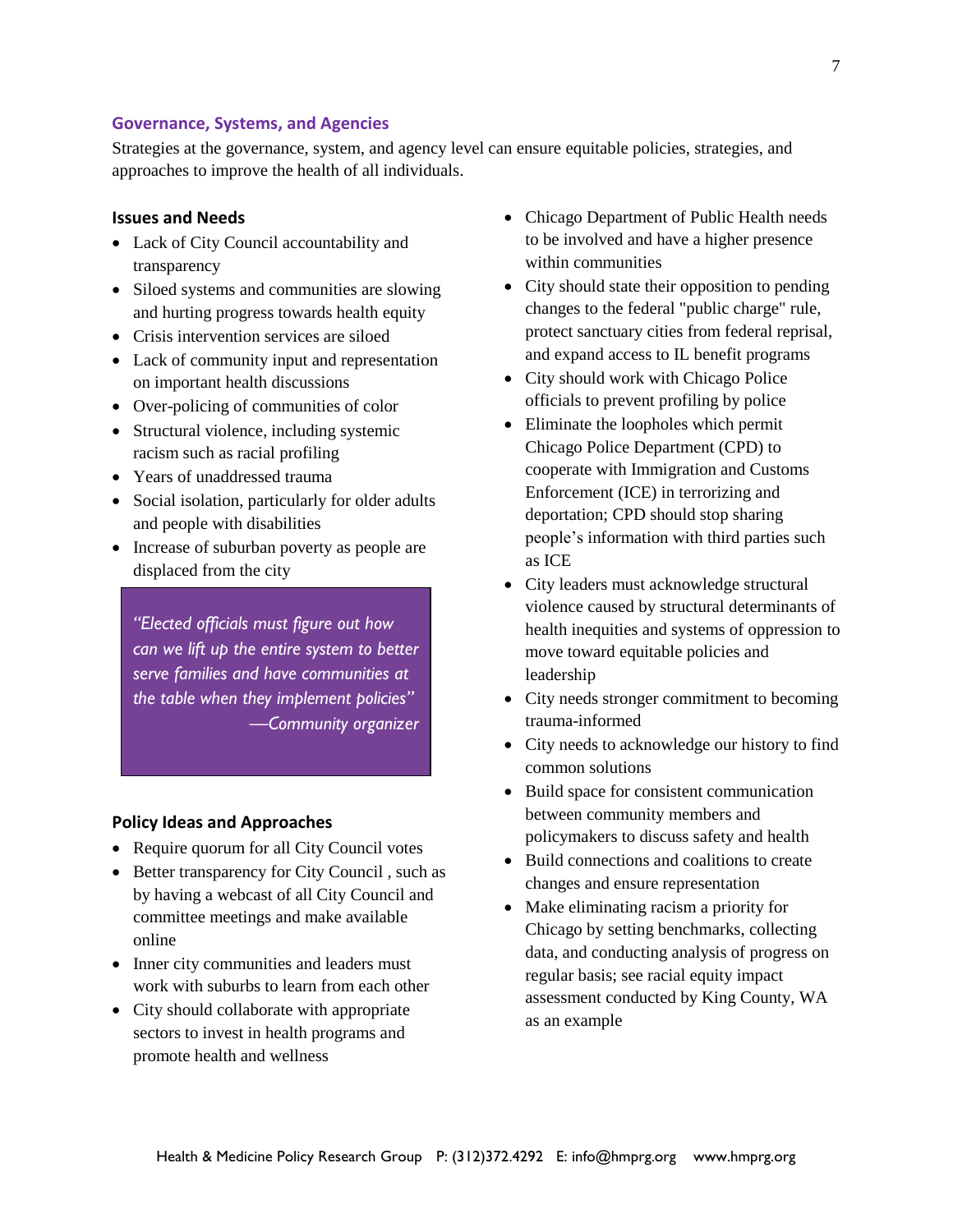## Governance, Systems, and Agencies

Strategies at the governance, system, and agency level can ensure equitable policies, strategies, and approaches to improve the health of all individuals.

### Issues and Needs

- Lack of City Council accountability and transparency
- Siloed systems and communities are slowing and hurting progress towards health equity
- Crisis intervention services are siloed
- Lack of community input and representation on important health discussions
- Over-policing of communities of color
- Structural violence, including systemic racism such as racial profiling
- Years of unaddressed trauma
- Social isolation, particularly for older adults and people with disabilities
- Increase of suburban poverty as people are displaced from the city

> *"Elected officials must figure out how can we lift up the entire system to better serve families and have communities at the table when they implement policies"*
> *—Community organizer*

### Policy Ideas and Approaches

- Require quorum for all City Council votes
- Better transparency for City Council , such as by having a webcast of all City Council and committee meetings and make available online
- Inner city communities and leaders must work with suburbs to learn from each other
- City should collaborate with appropriate sectors to invest in health programs and promote health and wellness
- Chicago Department of Public Health needs to be involved and have a higher presence within communities
- City should state their opposition to pending changes to the federal "public charge" rule, protect sanctuary cities from federal reprisal, and expand access to IL benefit programs
- City should work with Chicago Police officials to prevent profiling by police
- Eliminate the loopholes which permit Chicago Police Department (CPD) to cooperate with Immigration and Customs Enforcement (ICE) in terrorizing and deportation; CPD should stop sharing people's information with third parties such as ICE
- City leaders must acknowledge structural violence caused by structural determinants of health inequities and systems of oppression to move toward equitable policies and leadership
- City needs stronger commitment to becoming trauma-informed
- City needs to acknowledge our history to find common solutions
- Build space for consistent communication between community members and policymakers to discuss safety and health
- Build connections and coalitions to create changes and ensure representation
- Make eliminating racism a priority for Chicago by setting benchmarks, collecting data, and conducting analysis of progress on regular basis; see racial equity impact assessment conducted by King County, WA as an example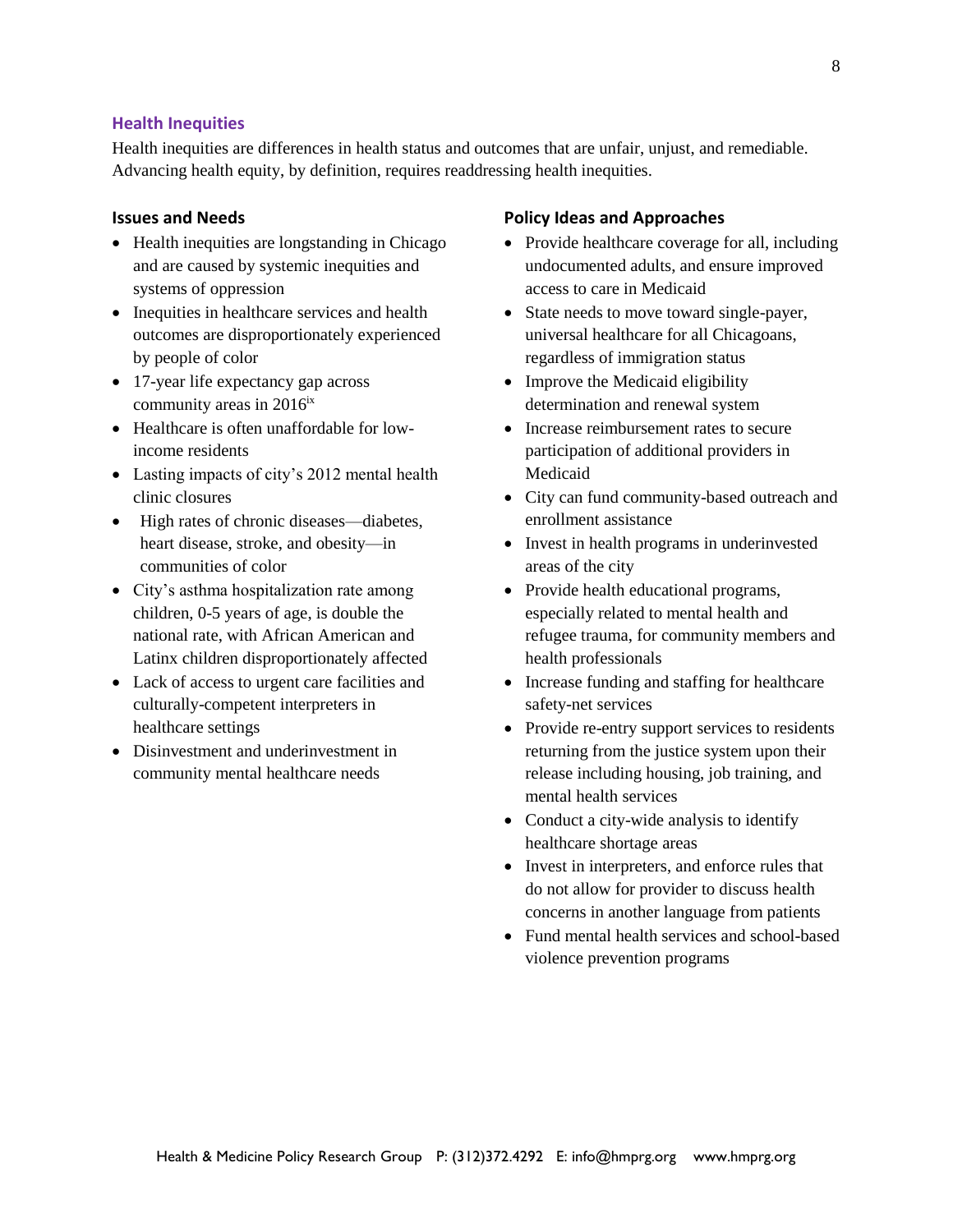## Health Inequities

Health inequities are differences in health status and outcomes that are unfair, unjust, and remediable. Advancing health equity, by definition, requires readdressing health inequities.

### Issues and Needs

- Health inequities are longstanding in Chicago and are caused by systemic inequities and systems of oppression
- Inequities in healthcare services and health outcomes are disproportionately experienced by people of color
- 17-year life expectancy gap across community areas in 2016[ix]
- Healthcare is often unaffordable for low-income residents
- Lasting impacts of city's 2012 mental health clinic closures
- High rates of chronic diseases—diabetes, heart disease, stroke, and obesity—in communities of color
- City's asthma hospitalization rate among children, 0-5 years of age, is double the national rate, with African American and Latinx children disproportionately affected
- Lack of access to urgent care facilities and culturally-competent interpreters in healthcare settings
- Disinvestment and underinvestment in community mental healthcare needs

### Policy Ideas and Approaches

- Provide healthcare coverage for all, including undocumented adults, and ensure improved access to care in Medicaid
- State needs to move toward single-payer, universal healthcare for all Chicagoans, regardless of immigration status
- Improve the Medicaid eligibility determination and renewal system
- Increase reimbursement rates to secure participation of additional providers in Medicaid
- City can fund community-based outreach and enrollment assistance
- Invest in health programs in underinvested areas of the city
- Provide health educational programs, especially related to mental health and refugee trauma, for community members and health professionals
- Increase funding and staffing for healthcare safety-net services
- Provide re-entry support services to residents returning from the justice system upon their release including housing, job training, and mental health services
- Conduct a city-wide analysis to identify healthcare shortage areas
- Invest in interpreters, and enforce rules that do not allow for provider to discuss health concerns in another language from patients
- Fund mental health services and school-based violence prevention programs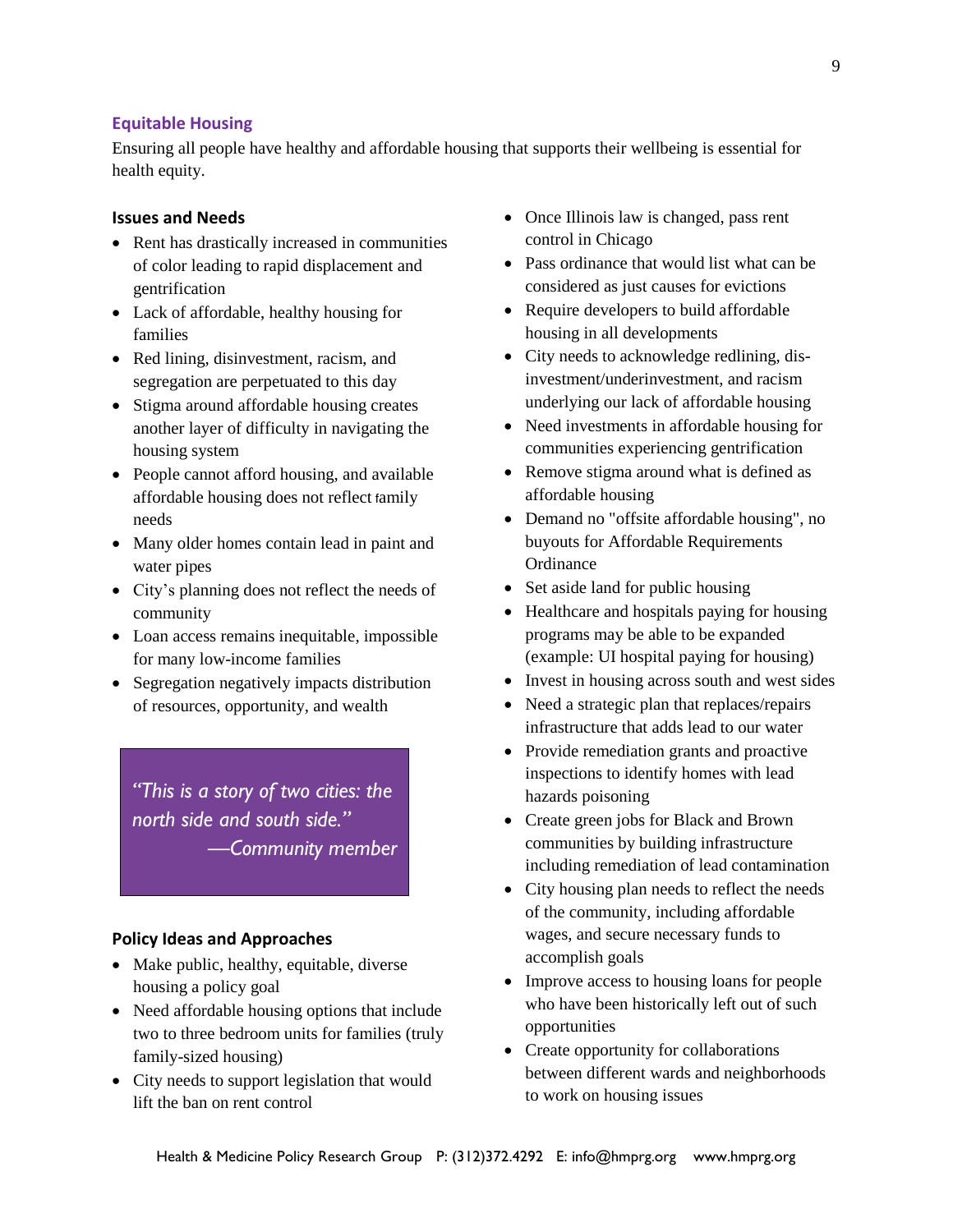## Equitable Housing

Ensuring all people have healthy and affordable housing that supports their wellbeing is essential for health equity.

### Issues and Needs

- Rent has drastically increased in communities of color leading to rapid displacement and gentrification
- Lack of affordable, healthy housing for families
- Red lining, disinvestment, racism, and segregation are perpetuated to this day
- Stigma around affordable housing creates another layer of difficulty in navigating the housing system
- People cannot afford housing, and available affordable housing does not reflect family needs
- Many older homes contain lead in paint and water pipes
- City's planning does not reflect the needs of community
- Loan access remains inequitable, impossible for many low-income families
- Segregation negatively impacts distribution of resources, opportunity, and wealth

> *"This is a story of two cities: the north side and south side."*
> *—Community member*

### Policy Ideas and Approaches

- Make public, healthy, equitable, diverse housing a policy goal
- Need affordable housing options that include two to three bedroom units for families (truly family-sized housing)
- City needs to support legislation that would lift the ban on rent control
- Once Illinois law is changed, pass rent control in Chicago
- Pass ordinance that would list what can be considered as just causes for evictions
- Require developers to build affordable housing in all developments
- City needs to acknowledge redlining, dis-investment/underinvestment, and racism underlying our lack of affordable housing
- Need investments in affordable housing for communities experiencing gentrification
- Remove stigma around what is defined as affordable housing
- Demand no "offsite affordable housing", no buyouts for Affordable Requirements Ordinance
- Set aside land for public housing
- Healthcare and hospitals paying for housing programs may be able to be expanded (example: UI hospital paying for housing)
- Invest in housing across south and west sides
- Need a strategic plan that replaces/repairs infrastructure that adds lead to our water
- Provide remediation grants and proactive inspections to identify homes with lead hazards poisoning
- Create green jobs for Black and Brown communities by building infrastructure including remediation of lead contamination
- City housing plan needs to reflect the needs of the community, including affordable wages, and secure necessary funds to accomplish goals
- Improve access to housing loans for people who have been historically left out of such opportunities
- Create opportunity for collaborations between different wards and neighborhoods to work on housing issues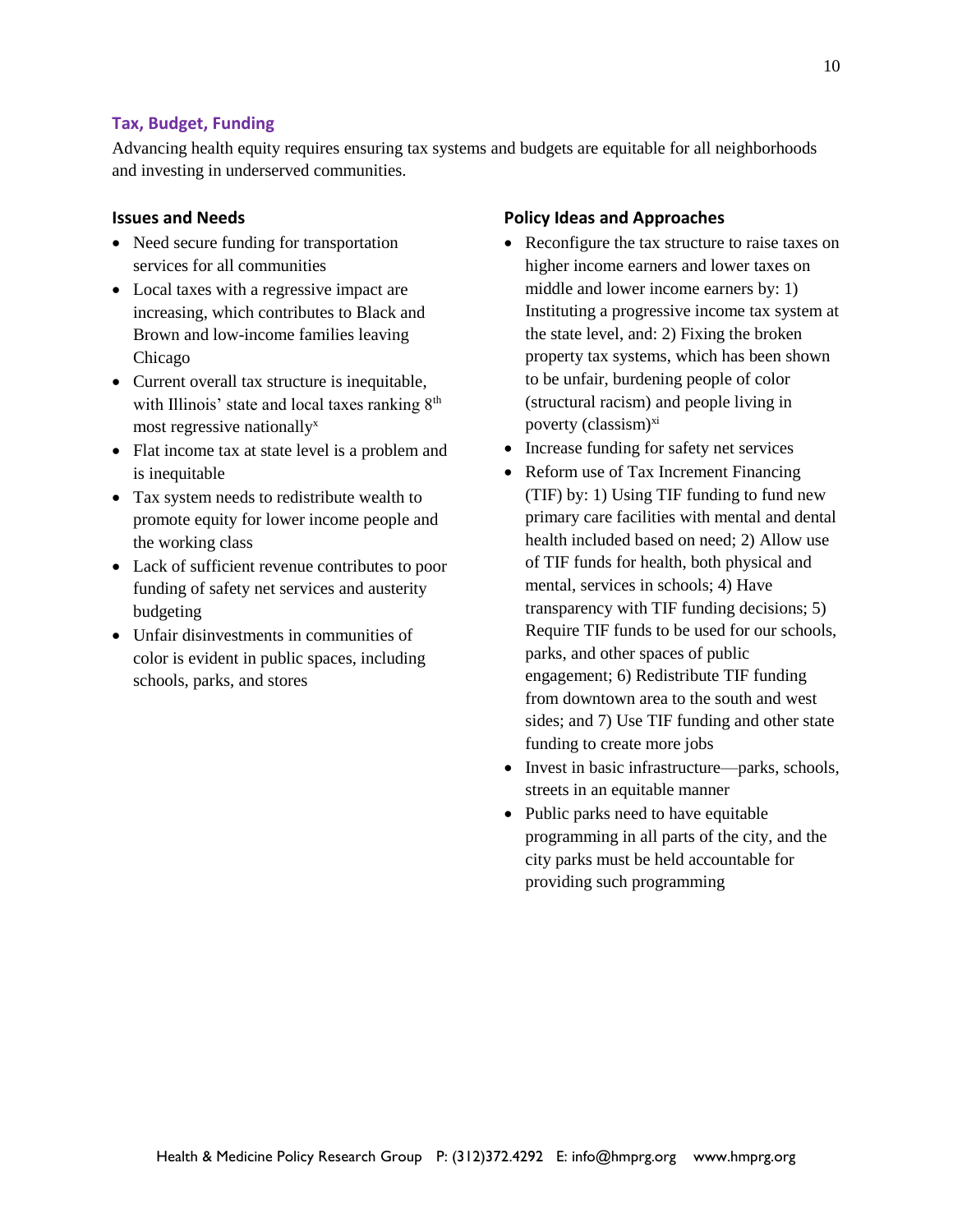## Tax, Budget, Funding

Advancing health equity requires ensuring tax systems and budgets are equitable for all neighborhoods and investing in underserved communities.

### Issues and Needs

- Need secure funding for transportation services for all communities
- Local taxes with a regressive impact are increasing, which contributes to Black and Brown and low-income families leaving Chicago
- Current overall tax structure is inequitable, with Illinois' state and local taxes ranking 8th most regressive nationally[x]
- Flat income tax at state level is a problem and is inequitable
- Tax system needs to redistribute wealth to promote equity for lower income people and the working class
- Lack of sufficient revenue contributes to poor funding of safety net services and austerity budgeting
- Unfair disinvestments in communities of color is evident in public spaces, including schools, parks, and stores

### Policy Ideas and Approaches

- Reconfigure the tax structure to raise taxes on higher income earners and lower taxes on middle and lower income earners by: 1) Instituting a progressive income tax system at the state level, and: 2) Fixing the broken property tax systems, which has been shown to be unfair, burdening people of color (structural racism) and people living in poverty (classism)[xi]
- Increase funding for safety net services
- Reform use of Tax Increment Financing (TIF) by: 1) Using TIF funding to fund new primary care facilities with mental and dental health included based on need; 2) Allow use of TIF funds for health, both physical and mental, services in schools; 4) Have transparency with TIF funding decisions; 5) Require TIF funds to be used for our schools, parks, and other spaces of public engagement; 6) Redistribute TIF funding from downtown area to the south and west sides; and 7) Use TIF funding and other state funding to create more jobs
- Invest in basic infrastructure—parks, schools, streets in an equitable manner
- Public parks need to have equitable programming in all parts of the city, and the city parks must be held accountable for providing such programming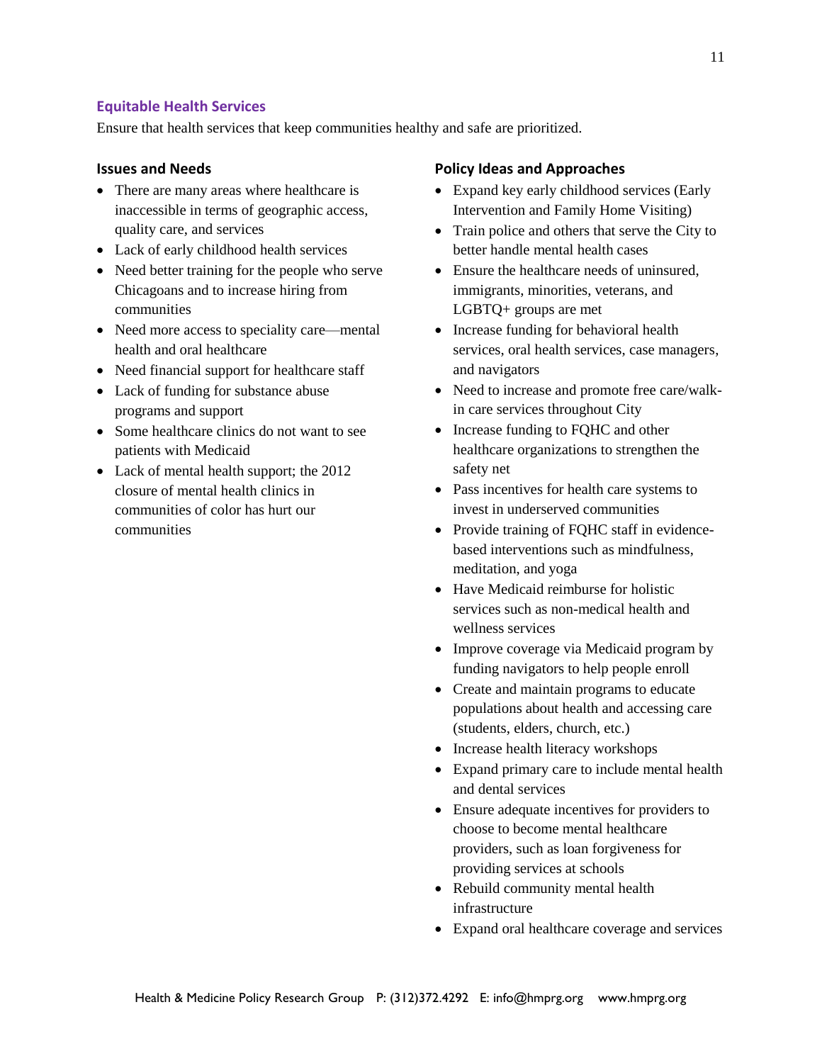## Equitable Health Services

Ensure that health services that keep communities healthy and safe are prioritized.

### Issues and Needs

- There are many areas where healthcare is inaccessible in terms of geographic access, quality care, and services
- Lack of early childhood health services
- Need better training for the people who serve Chicagoans and to increase hiring from communities
- Need more access to speciality care—mental health and oral healthcare
- Need financial support for healthcare staff
- Lack of funding for substance abuse programs and support
- Some healthcare clinics do not want to see patients with Medicaid
- Lack of mental health support; the 2012 closure of mental health clinics in communities of color has hurt our communities

### Policy Ideas and Approaches

- Expand key early childhood services (Early Intervention and Family Home Visiting)
- Train police and others that serve the City to better handle mental health cases
- Ensure the healthcare needs of uninsured, immigrants, minorities, veterans, and LGBTQ+ groups are met
- Increase funding for behavioral health services, oral health services, case managers, and navigators
- Need to increase and promote free care/walk-in care services throughout City
- Increase funding to FQHC and other healthcare organizations to strengthen the safety net
- Pass incentives for health care systems to invest in underserved communities
- Provide training of FQHC staff in evidence-based interventions such as mindfulness, meditation, and yoga
- Have Medicaid reimburse for holistic services such as non-medical health and wellness services
- Improve coverage via Medicaid program by funding navigators to help people enroll
- Create and maintain programs to educate populations about health and accessing care (students, elders, church, etc.)
- Increase health literacy workshops
- Expand primary care to include mental health and dental services
- Ensure adequate incentives for providers to choose to become mental healthcare providers, such as loan forgiveness for providing services at schools
- Rebuild community mental health infrastructure
- Expand oral healthcare coverage and services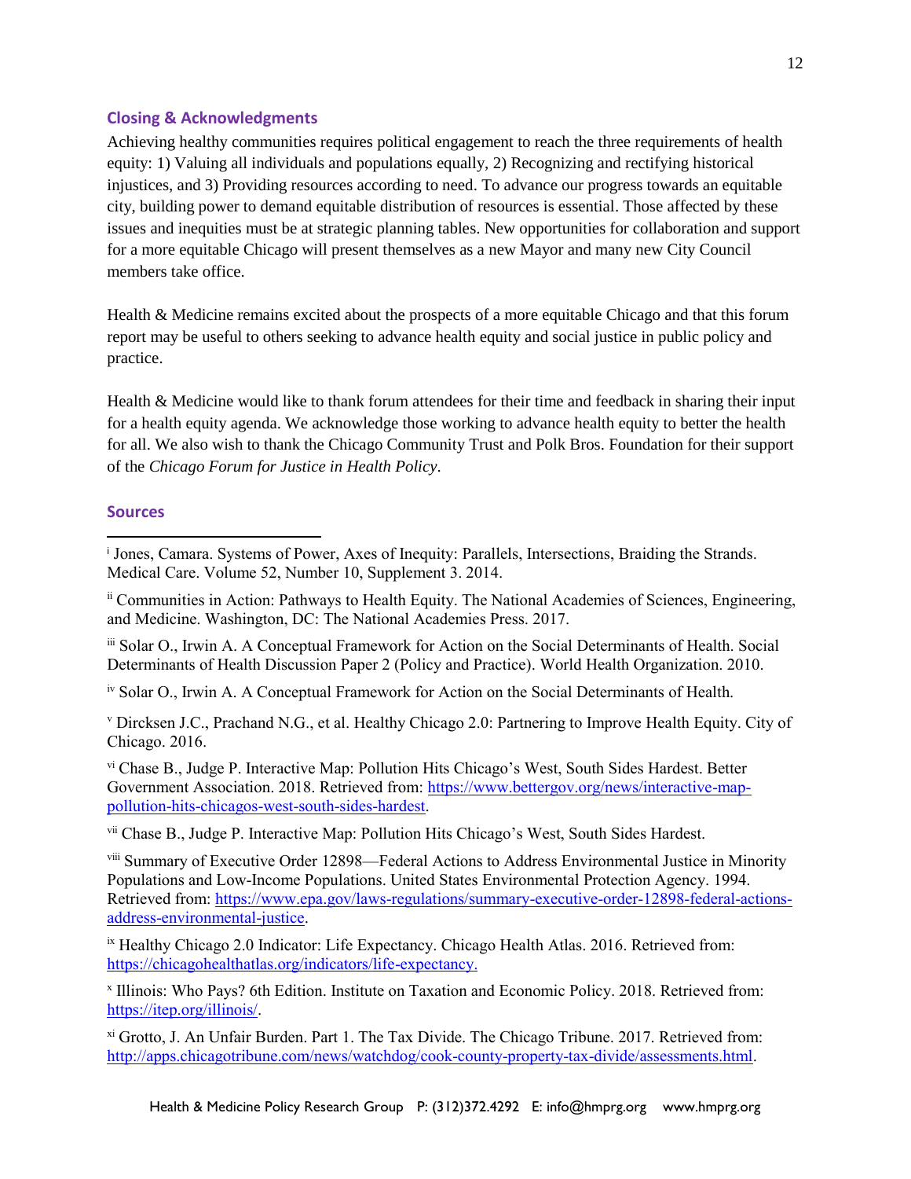## Closing & Acknowledgments

Achieving healthy communities requires political engagement to reach the three requirements of health equity: 1) Valuing all individuals and populations equally, 2) Recognizing and rectifying historical injustices, and 3) Providing resources according to need. To advance our progress towards an equitable city, building power to demand equitable distribution of resources is essential. Those affected by these issues and inequities must be at strategic planning tables. New opportunities for collaboration and support for a more equitable Chicago will present themselves as a new Mayor and many new City Council members take office.

Health & Medicine remains excited about the prospects of a more equitable Chicago and that this forum report may be useful to others seeking to advance health equity and social justice in public policy and practice.

Health & Medicine would like to thank forum attendees for their time and feedback in sharing their input for a health equity agenda. We acknowledge those working to advance health equity to better the health for all. We also wish to thank the Chicago Community Trust and Polk Bros. Foundation for their support of the *Chicago Forum for Justice in Health Policy*.

## Sources

[i] Jones, Camara. Systems of Power, Axes of Inequity: Parallels, Intersections, Braiding the Strands. Medical Care. Volume 52, Number 10, Supplement 3. 2014.

[ii] Communities in Action: Pathways to Health Equity. The National Academies of Sciences, Engineering, and Medicine. Washington, DC: The National Academies Press. 2017.

[iii] Solar O., Irwin A. A Conceptual Framework for Action on the Social Determinants of Health. Social Determinants of Health Discussion Paper 2 (Policy and Practice). World Health Organization. 2010.

[iv] Solar O., Irwin A. A Conceptual Framework for Action on the Social Determinants of Health.

[v] Dircksen J.C., Prachand N.G., et al. Healthy Chicago 2.0: Partnering to Improve Health Equity. City of Chicago. 2016.

[vi] Chase B., Judge P. Interactive Map: Pollution Hits Chicago's West, South Sides Hardest. Better Government Association. 2018. Retrieved from: https://www.bettergov.org/news/interactive-map-pollution-hits-chicagos-west-south-sides-hardest.

[vii] Chase B., Judge P. Interactive Map: Pollution Hits Chicago's West, South Sides Hardest.

[viii] Summary of Executive Order 12898—Federal Actions to Address Environmental Justice in Minority Populations and Low-Income Populations. United States Environmental Protection Agency. 1994. Retrieved from: https://www.epa.gov/laws-regulations/summary-executive-order-12898-federal-actions-address-environmental-justice.

[ix] Healthy Chicago 2.0 Indicator: Life Expectancy. Chicago Health Atlas. 2016. Retrieved from: https://chicagohealthatlas.org/indicators/life-expectancy.

[x] Illinois: Who Pays? 6th Edition. Institute on Taxation and Economic Policy. 2018. Retrieved from: https://itep.org/illinois/.

[xi] Grotto, J. An Unfair Burden. Part 1. The Tax Divide. The Chicago Tribune. 2017. Retrieved from: http://apps.chicagotribune.com/news/watchdog/cook-county-property-tax-divide/assessments.html.